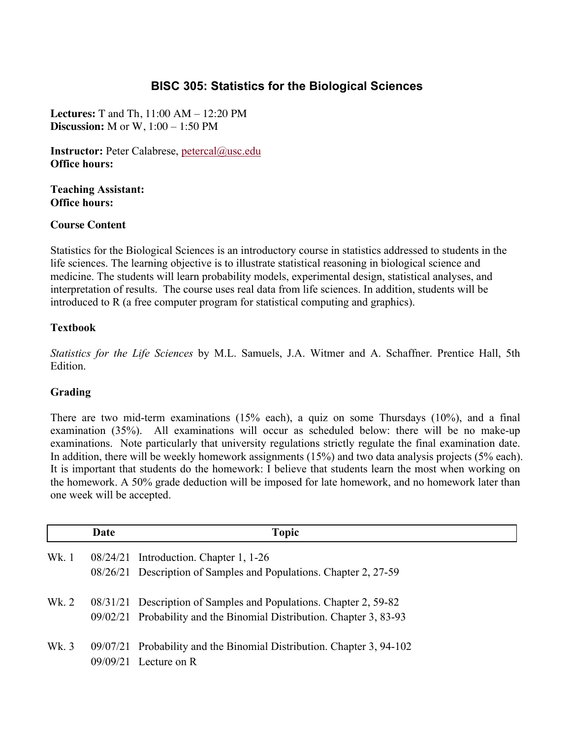# BISC 305: Statistics for the Biological Sciences

**Lectures:** T and Th, 11:00 AM – 12:20 PM
**Discussion:** M or W, 1:00 – 1:50 PM

**Instructor:** Peter Calabrese, petercal@usc.edu
**Office hours:**

**Teaching Assistant:**
**Office hours:**

## Course Content

Statistics for the Biological Sciences is an introductory course in statistics addressed to students in the life sciences. The learning objective is to illustrate statistical reasoning in biological science and medicine. The students will learn probability models, experimental design, statistical analyses, and interpretation of results. The course uses real data from life sciences. In addition, students will be introduced to R (a free computer program for statistical computing and graphics).

## Textbook

*Statistics for the Life Sciences* by M.L. Samuels, J.A. Witmer and A. Schaffner. Prentice Hall, 5th Edition.

## Grading

There are two mid-term examinations (15% each), a quiz on some Thursdays (10%), and a final examination (35%). All examinations will occur as scheduled below: there will be no make-up examinations. Note particularly that university regulations strictly regulate the final examination date. In addition, there will be weekly homework assignments (15%) and two data analysis projects (5% each). It is important that students do the homework: I believe that students learn the most when working on the homework. A 50% grade deduction will be imposed for late homework, and no homework later than one week will be accepted.

| | Date | Topic |
|---|---|---|
| Wk. 1 | 08/24/21 | Introduction. Chapter 1, 1-26 |
| | 08/26/21 | Description of Samples and Populations. Chapter 2, 27-59 |
| Wk. 2 | 08/31/21 | Description of Samples and Populations. Chapter 2, 59-82 |
| | 09/02/21 | Probability and the Binomial Distribution. Chapter 3, 83-93 |
| Wk. 3 | 09/07/21 | Probability and the Binomial Distribution. Chapter 3, 94-102 |
| | 09/09/21 | Lecture on R |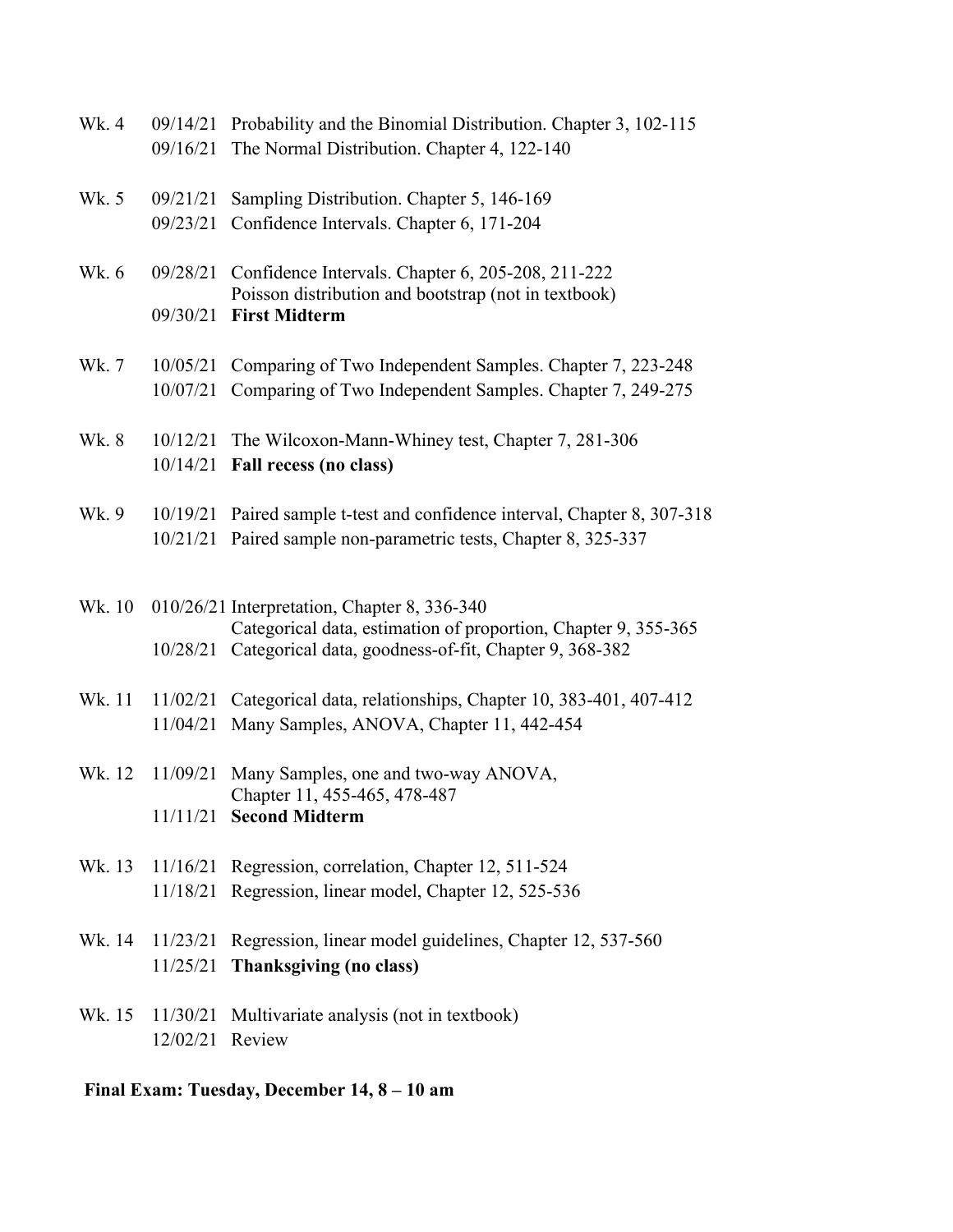| Week | Date | Topic |
| --- | --- | --- |
| Wk. 4 | 09/14/21 | Probability and the Binomial Distribution. Chapter 3, 102-115 |
| | 09/16/21 | The Normal Distribution. Chapter 4, 122-140 |
| Wk. 5 | 09/21/21 | Sampling Distribution. Chapter 5, 146-169 |
| | 09/23/21 | Confidence Intervals. Chapter 6, 171-204 |
| Wk. 6 | 09/28/21 | Confidence Intervals. Chapter 6, 205-208, 211-222<br>Poisson distribution and bootstrap (not in textbook) |
| | 09/30/21 | **First Midterm** |
| Wk. 7 | 10/05/21 | Comparing of Two Independent Samples. Chapter 7, 223-248 |
| | 10/07/21 | Comparing of Two Independent Samples. Chapter 7, 249-275 |
| Wk. 8 | 10/12/21 | The Wilcoxon-Mann-Whiney test, Chapter 7, 281-306 |
| | 10/14/21 | **Fall recess (no class)** |
| Wk. 9 | 10/19/21 | Paired sample t-test and confidence interval, Chapter 8, 307-318 |
| | 10/21/21 | Paired sample non-parametric tests, Chapter 8, 325-337 |
| Wk. 10 | 010/26/21 | Interpretation, Chapter 8, 336-340<br>Categorical data, estimation of proportion, Chapter 9, 355-365 |
| | 10/28/21 | Categorical data, goodness-of-fit, Chapter 9, 368-382 |
| Wk. 11 | 11/02/21 | Categorical data, relationships, Chapter 10, 383-401, 407-412 |
| | 11/04/21 | Many Samples, ANOVA, Chapter 11, 442-454 |
| Wk. 12 | 11/09/21 | Many Samples, one and two-way ANOVA,<br>Chapter 11, 455-465, 478-487 |
| | 11/11/21 | **Second Midterm** |
| Wk. 13 | 11/16/21 | Regression, correlation, Chapter 12, 511-524 |
| | 11/18/21 | Regression, linear model, Chapter 12, 525-536 |
| Wk. 14 | 11/23/21 | Regression, linear model guidelines, Chapter 12, 537-560 |
| | 11/25/21 | **Thanksgiving (no class)** |
| Wk. 15 | 11/30/21 | Multivariate analysis (not in textbook) |
| | 12/02/21 | Review |

**Final Exam: Tuesday, December 14, 8 – 10 am**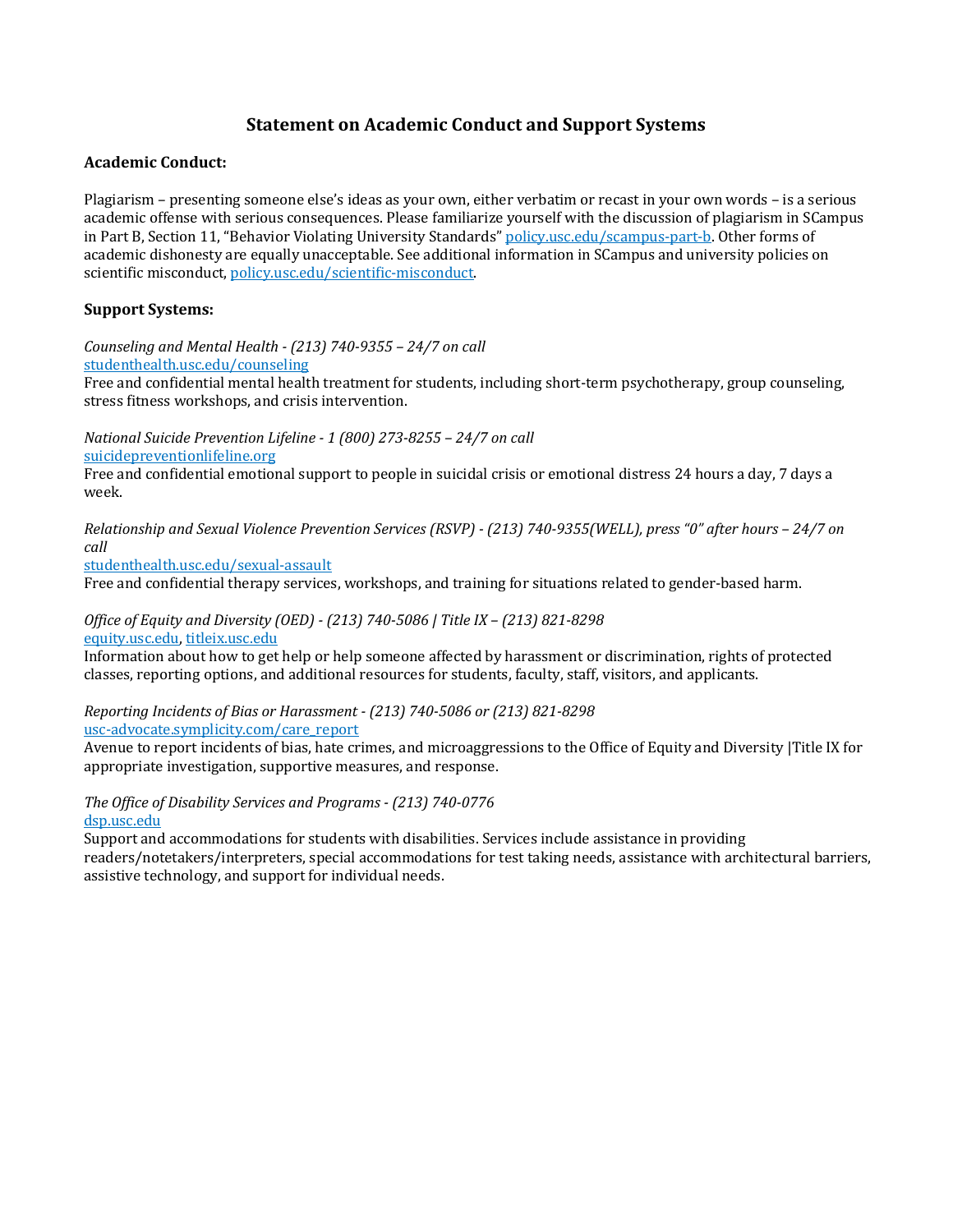# Statement on Academic Conduct and Support Systems

## Academic Conduct:

Plagiarism – presenting someone else's ideas as your own, either verbatim or recast in your own words – is a serious academic offense with serious consequences. Please familiarize yourself with the discussion of plagiarism in SCampus in Part B, Section 11, "Behavior Violating University Standards" policy.usc.edu/scampus-part-b. Other forms of academic dishonesty are equally unacceptable. See additional information in SCampus and university policies on scientific misconduct, policy.usc.edu/scientific-misconduct.

## Support Systems:

*Counseling and Mental Health - (213) 740-9355 – 24/7 on call*
studenthealth.usc.edu/counseling
Free and confidential mental health treatment for students, including short-term psychotherapy, group counseling, stress fitness workshops, and crisis intervention.

*National Suicide Prevention Lifeline - 1 (800) 273-8255 – 24/7 on call*
suicidepreventionlifeline.org
Free and confidential emotional support to people in suicidal crisis or emotional distress 24 hours a day, 7 days a week.

*Relationship and Sexual Violence Prevention Services (RSVP) - (213) 740-9355(WELL), press "0" after hours – 24/7 on call*
studenthealth.usc.edu/sexual-assault
Free and confidential therapy services, workshops, and training for situations related to gender-based harm.

*Office of Equity and Diversity (OED) - (213) 740-5086 | Title IX – (213) 821-8298*
equity.usc.edu, titleix.usc.edu
Information about how to get help or help someone affected by harassment or discrimination, rights of protected classes, reporting options, and additional resources for students, faculty, staff, visitors, and applicants.

*Reporting Incidents of Bias or Harassment - (213) 740-5086 or (213) 821-8298*
usc-advocate.symplicity.com/care_report
Avenue to report incidents of bias, hate crimes, and microaggressions to the Office of Equity and Diversity |Title IX for appropriate investigation, supportive measures, and response.

*The Office of Disability Services and Programs - (213) 740-0776*
dsp.usc.edu
Support and accommodations for students with disabilities. Services include assistance in providing readers/notetakers/interpreters, special accommodations for test taking needs, assistance with architectural barriers, assistive technology, and support for individual needs.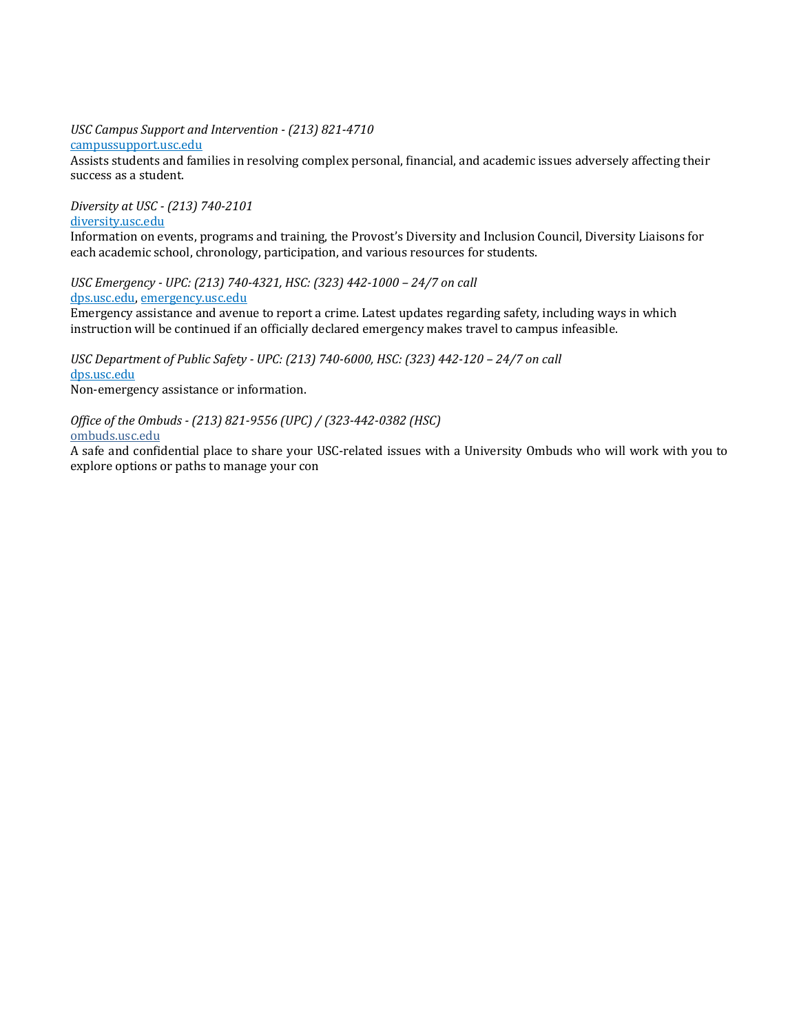*USC Campus Support and Intervention - (213) 821-4710*
[campussupport.usc.edu](campussupport.usc.edu)
Assists students and families in resolving complex personal, financial, and academic issues adversely affecting their success as a student.

*Diversity at USC - (213) 740-2101*
[diversity.usc.edu](diversity.usc.edu)
Information on events, programs and training, the Provost's Diversity and Inclusion Council, Diversity Liaisons for each academic school, chronology, participation, and various resources for students.

*USC Emergency - UPC: (213) 740-4321, HSC: (323) 442-1000 – 24/7 on call*
[dps.usc.edu](dps.usc.edu), [emergency.usc.edu](emergency.usc.edu)
Emergency assistance and avenue to report a crime. Latest updates regarding safety, including ways in which instruction will be continued if an officially declared emergency makes travel to campus infeasible.

*USC Department of Public Safety - UPC: (213) 740-6000, HSC: (323) 442-120 – 24/7 on call*
[dps.usc.edu](dps.usc.edu)
Non-emergency assistance or information.

*Office of the Ombuds - (213) 821-9556 (UPC) / (323-442-0382 (HSC)*
[ombuds.usc.edu](ombuds.usc.edu)
A safe and confidential place to share your USC-related issues with a University Ombuds who will work with you to explore options or paths to manage your con